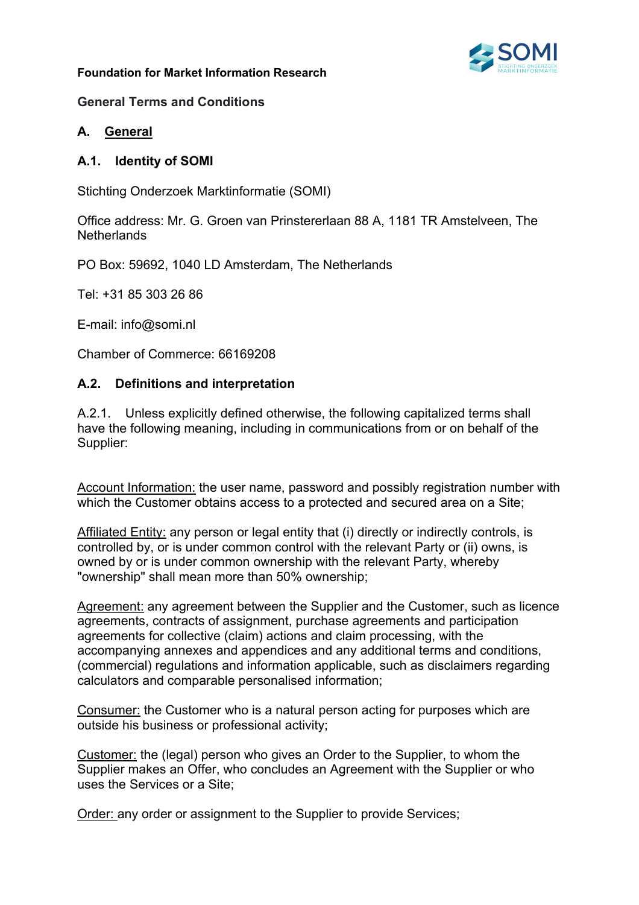**Foundation for Market Information Research**

**General Terms and Conditions**

## A. <u>General</u>

### A.1. Identity of SOMI

Stichting Onderzoek Marktinformatie (SOMI)

Office address: Mr. G. Groen van Prinstererlaan 88 A, 1181 TR Amstelveen, The Netherlands

PO Box: 59692, 1040 LD Amsterdam, The Netherlands

Tel: +31 85 303 26 86

E-mail: info@somi.nl

Chamber of Commerce: 66169208

### A.2. Definitions and interpretation

A.2.1. Unless explicitly defined otherwise, the following capitalized terms shall have the following meaning, including in communications from or on behalf of the Supplier:

<u>Account Information:</u> the user name, password and possibly registration number with which the Customer obtains access to a protected and secured area on a Site;

<u>Affiliated Entity:</u> any person or legal entity that (i) directly or indirectly controls, is controlled by, or is under common control with the relevant Party or (ii) owns, is owned by or is under common ownership with the relevant Party, whereby "ownership" shall mean more than 50% ownership;

<u>Agreement:</u> any agreement between the Supplier and the Customer, such as licence agreements, contracts of assignment, purchase agreements and participation agreements for collective (claim) actions and claim processing, with the accompanying annexes and appendices and any additional terms and conditions, (commercial) regulations and information applicable, such as disclaimers regarding calculators and comparable personalised information;

<u>Consumer:</u> the Customer who is a natural person acting for purposes which are outside his business or professional activity;

<u>Customer:</u> the (legal) person who gives an Order to the Supplier, to whom the Supplier makes an Offer, who concludes an Agreement with the Supplier or who uses the Services or a Site;

<u>Order:</u> any order or assignment to the Supplier to provide Services;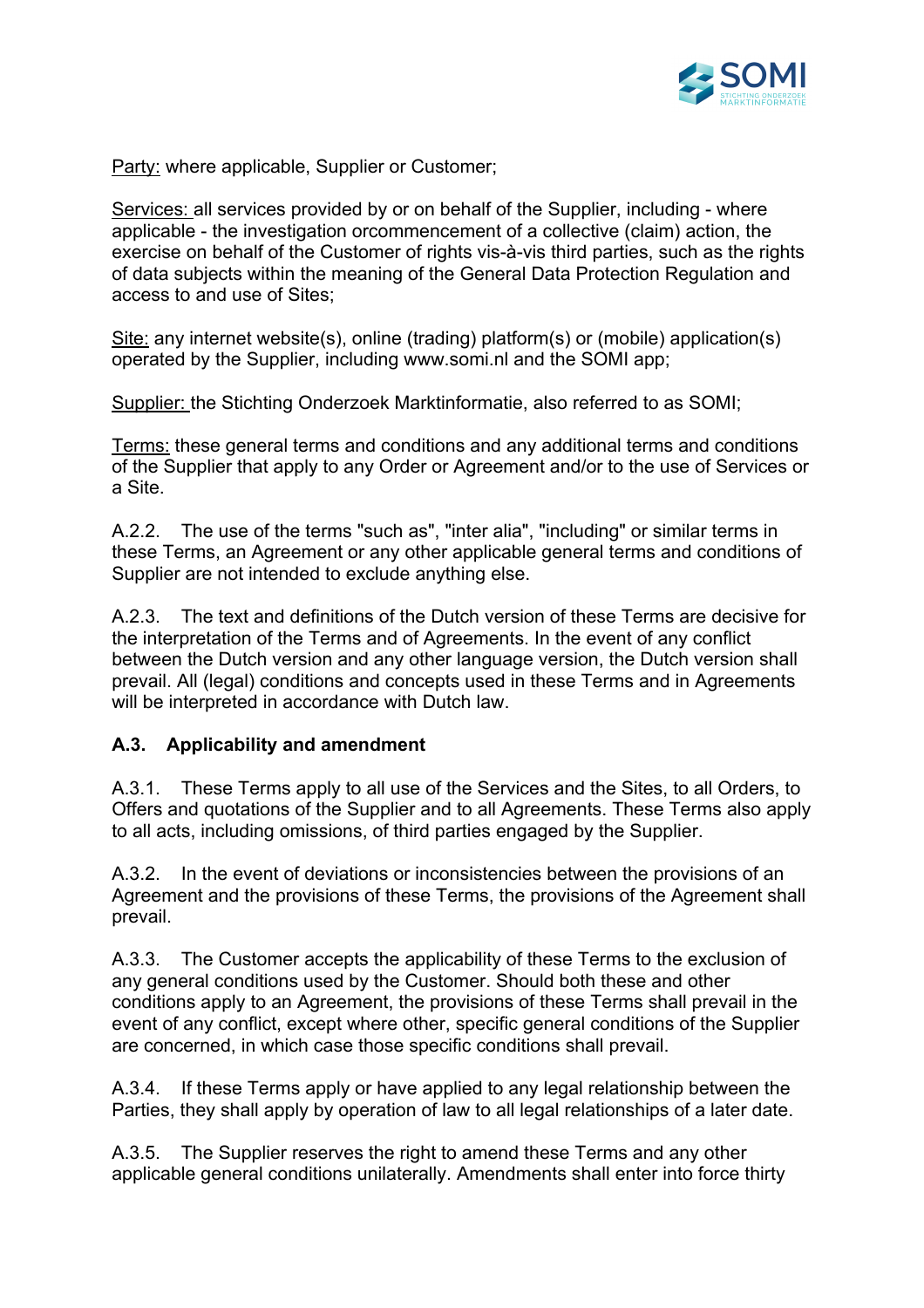Party: where applicable, Supplier or Customer;

Services: all services provided by or on behalf of the Supplier, including - where applicable - the investigation orcommencement of a collective (claim) action, the exercise on behalf of the Customer of rights vis-à-vis third parties, such as the rights of data subjects within the meaning of the General Data Protection Regulation and access to and use of Sites;

Site: any internet website(s), online (trading) platform(s) or (mobile) application(s) operated by the Supplier, including www.somi.nl and the SOMI app;

Supplier: the Stichting Onderzoek Marktinformatie, also referred to as SOMI;

Terms: these general terms and conditions and any additional terms and conditions of the Supplier that apply to any Order or Agreement and/or to the use of Services or a Site.

A.2.2. The use of the terms "such as", "inter alia", "including" or similar terms in these Terms, an Agreement or any other applicable general terms and conditions of Supplier are not intended to exclude anything else.

A.2.3. The text and definitions of the Dutch version of these Terms are decisive for the interpretation of the Terms and of Agreements. In the event of any conflict between the Dutch version and any other language version, the Dutch version shall prevail. All (legal) conditions and concepts used in these Terms and in Agreements will be interpreted in accordance with Dutch law.

**A.3. Applicability and amendment**

A.3.1. These Terms apply to all use of the Services and the Sites, to all Orders, to Offers and quotations of the Supplier and to all Agreements. These Terms also apply to all acts, including omissions, of third parties engaged by the Supplier.

A.3.2. In the event of deviations or inconsistencies between the provisions of an Agreement and the provisions of these Terms, the provisions of the Agreement shall prevail.

A.3.3. The Customer accepts the applicability of these Terms to the exclusion of any general conditions used by the Customer. Should both these and other conditions apply to an Agreement, the provisions of these Terms shall prevail in the event of any conflict, except where other, specific general conditions of the Supplier are concerned, in which case those specific conditions shall prevail.

A.3.4. If these Terms apply or have applied to any legal relationship between the Parties, they shall apply by operation of law to all legal relationships of a later date.

A.3.5. The Supplier reserves the right to amend these Terms and any other applicable general conditions unilaterally. Amendments shall enter into force thirty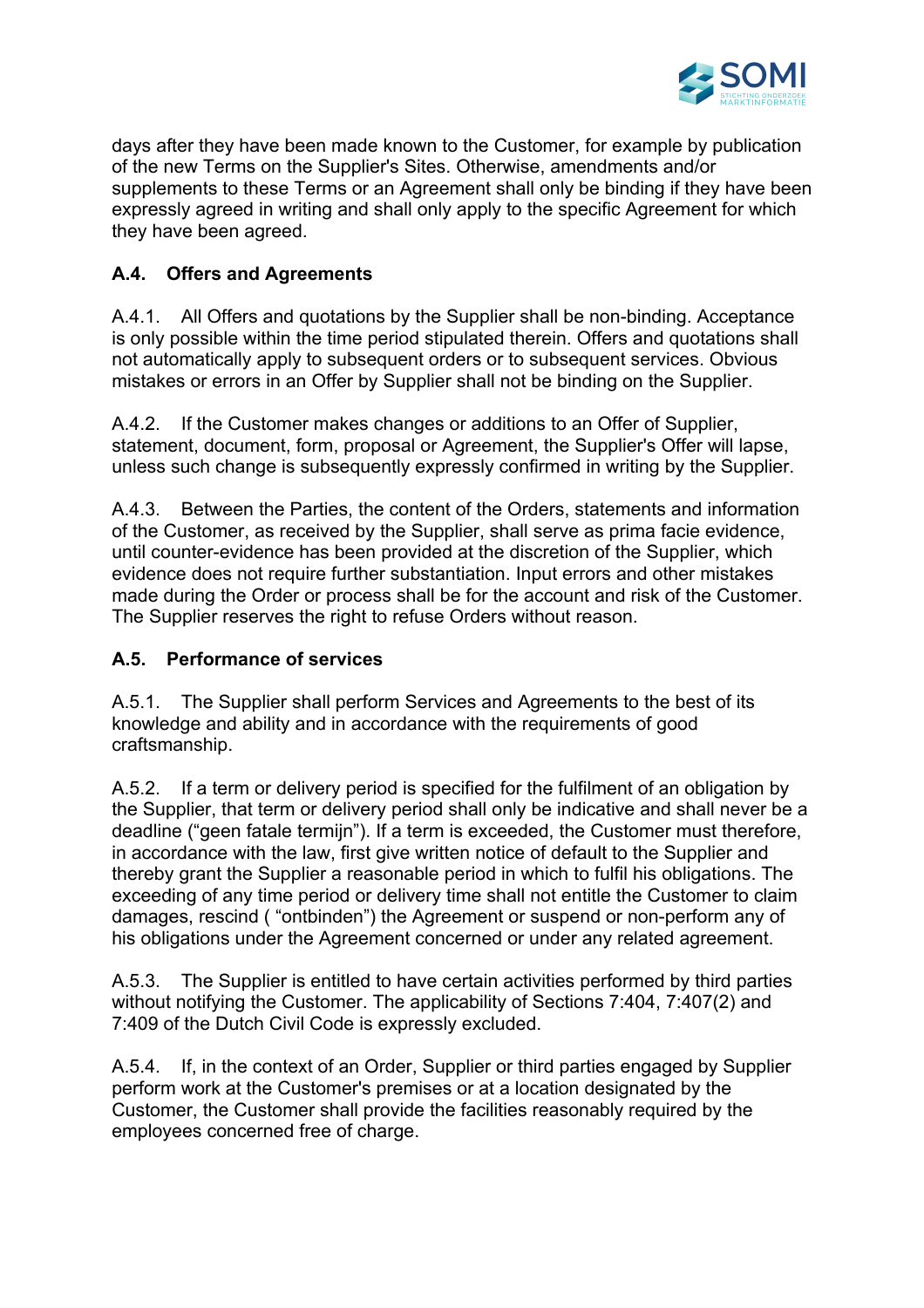days after they have been made known to the Customer, for example by publication of the new Terms on the Supplier's Sites. Otherwise, amendments and/or supplements to these Terms or an Agreement shall only be binding if they have been expressly agreed in writing and shall only apply to the specific Agreement for which they have been agreed.

### A.4. Offers and Agreements

A.4.1. All Offers and quotations by the Supplier shall be non-binding. Acceptance is only possible within the time period stipulated therein. Offers and quotations shall not automatically apply to subsequent orders or to subsequent services. Obvious mistakes or errors in an Offer by Supplier shall not be binding on the Supplier.

A.4.2. If the Customer makes changes or additions to an Offer of Supplier, statement, document, form, proposal or Agreement, the Supplier's Offer will lapse, unless such change is subsequently expressly confirmed in writing by the Supplier.

A.4.3. Between the Parties, the content of the Orders, statements and information of the Customer, as received by the Supplier, shall serve as prima facie evidence, until counter-evidence has been provided at the discretion of the Supplier, which evidence does not require further substantiation. Input errors and other mistakes made during the Order or process shall be for the account and risk of the Customer. The Supplier reserves the right to refuse Orders without reason.

### A.5. Performance of services

A.5.1. The Supplier shall perform Services and Agreements to the best of its knowledge and ability and in accordance with the requirements of good craftsmanship.

A.5.2. If a term or delivery period is specified for the fulfilment of an obligation by the Supplier, that term or delivery period shall only be indicative and shall never be a deadline ("geen fatale termijn"). If a term is exceeded, the Customer must therefore, in accordance with the law, first give written notice of default to the Supplier and thereby grant the Supplier a reasonable period in which to fulfil his obligations. The exceeding of any time period or delivery time shall not entitle the Customer to claim damages, rescind ( "ontbinden") the Agreement or suspend or non-perform any of his obligations under the Agreement concerned or under any related agreement.

A.5.3. The Supplier is entitled to have certain activities performed by third parties without notifying the Customer. The applicability of Sections 7:404, 7:407(2) and 7:409 of the Dutch Civil Code is expressly excluded.

A.5.4. If, in the context of an Order, Supplier or third parties engaged by Supplier perform work at the Customer's premises or at a location designated by the Customer, the Customer shall provide the facilities reasonably required by the employees concerned free of charge.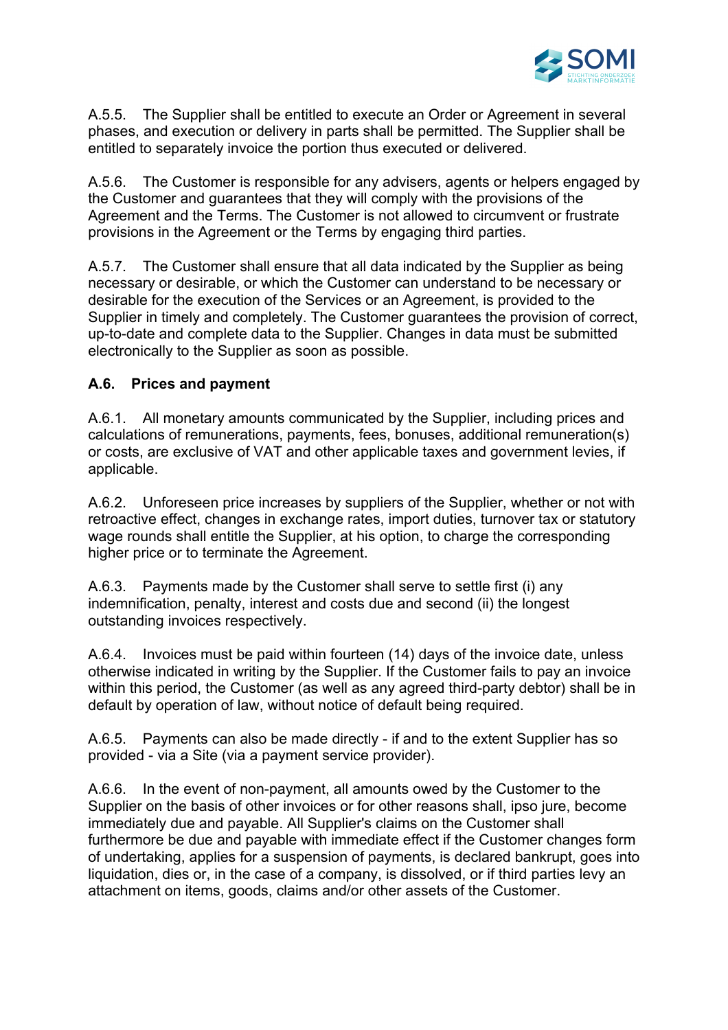A.5.5. The Supplier shall be entitled to execute an Order or Agreement in several phases, and execution or delivery in parts shall be permitted. The Supplier shall be entitled to separately invoice the portion thus executed or delivered.

A.5.6. The Customer is responsible for any advisers, agents or helpers engaged by the Customer and guarantees that they will comply with the provisions of the Agreement and the Terms. The Customer is not allowed to circumvent or frustrate provisions in the Agreement or the Terms by engaging third parties.

A.5.7. The Customer shall ensure that all data indicated by the Supplier as being necessary or desirable, or which the Customer can understand to be necessary or desirable for the execution of the Services or an Agreement, is provided to the Supplier in timely and completely. The Customer guarantees the provision of correct, up-to-date and complete data to the Supplier. Changes in data must be submitted electronically to the Supplier as soon as possible.

### A.6. Prices and payment

A.6.1. All monetary amounts communicated by the Supplier, including prices and calculations of remunerations, payments, fees, bonuses, additional remuneration(s) or costs, are exclusive of VAT and other applicable taxes and government levies, if applicable.

A.6.2. Unforeseen price increases by suppliers of the Supplier, whether or not with retroactive effect, changes in exchange rates, import duties, turnover tax or statutory wage rounds shall entitle the Supplier, at his option, to charge the corresponding higher price or to terminate the Agreement.

A.6.3. Payments made by the Customer shall serve to settle first (i) any indemnification, penalty, interest and costs due and second (ii) the longest outstanding invoices respectively.

A.6.4. Invoices must be paid within fourteen (14) days of the invoice date, unless otherwise indicated in writing by the Supplier. If the Customer fails to pay an invoice within this period, the Customer (as well as any agreed third-party debtor) shall be in default by operation of law, without notice of default being required.

A.6.5. Payments can also be made directly - if and to the extent Supplier has so provided - via a Site (via a payment service provider).

A.6.6. In the event of non-payment, all amounts owed by the Customer to the Supplier on the basis of other invoices or for other reasons shall, ipso jure, become immediately due and payable. All Supplier's claims on the Customer shall furthermore be due and payable with immediate effect if the Customer changes form of undertaking, applies for a suspension of payments, is declared bankrupt, goes into liquidation, dies or, in the case of a company, is dissolved, or if third parties levy an attachment on items, goods, claims and/or other assets of the Customer.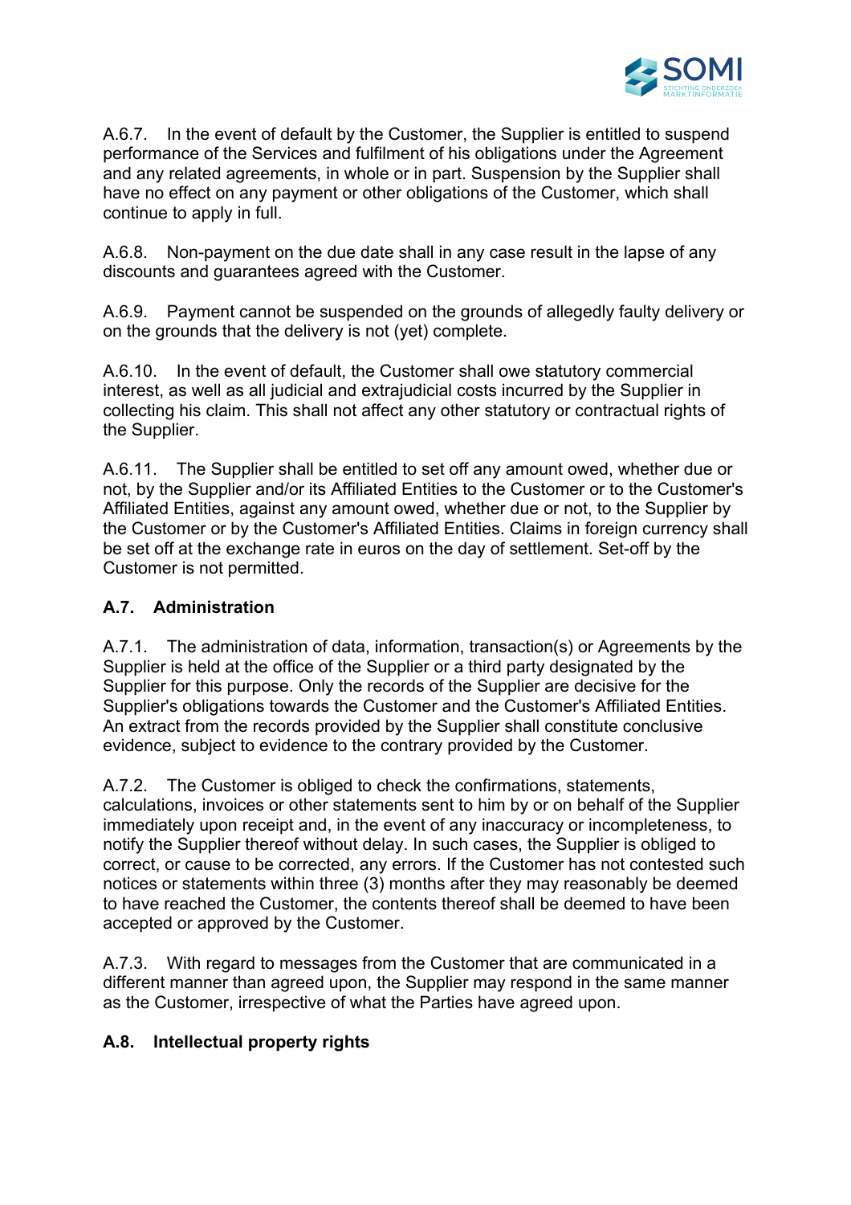A.6.7. In the event of default by the Customer, the Supplier is entitled to suspend performance of the Services and fulfilment of his obligations under the Agreement and any related agreements, in whole or in part. Suspension by the Supplier shall have no effect on any payment or other obligations of the Customer, which shall continue to apply in full.

A.6.8. Non-payment on the due date shall in any case result in the lapse of any discounts and guarantees agreed with the Customer.

A.6.9. Payment cannot be suspended on the grounds of allegedly faulty delivery or on the grounds that the delivery is not (yet) complete.

A.6.10. In the event of default, the Customer shall owe statutory commercial interest, as well as all judicial and extrajudicial costs incurred by the Supplier in collecting his claim. This shall not affect any other statutory or contractual rights of the Supplier.

A.6.11. The Supplier shall be entitled to set off any amount owed, whether due or not, by the Supplier and/or its Affiliated Entities to the Customer or to the Customer's Affiliated Entities, against any amount owed, whether due or not, to the Supplier by the Customer or by the Customer's Affiliated Entities. Claims in foreign currency shall be set off at the exchange rate in euros on the day of settlement. Set-off by the Customer is not permitted.

### A.7. Administration

A.7.1. The administration of data, information, transaction(s) or Agreements by the Supplier is held at the office of the Supplier or a third party designated by the Supplier for this purpose. Only the records of the Supplier are decisive for the Supplier's obligations towards the Customer and the Customer's Affiliated Entities. An extract from the records provided by the Supplier shall constitute conclusive evidence, subject to evidence to the contrary provided by the Customer.

A.7.2. The Customer is obliged to check the confirmations, statements, calculations, invoices or other statements sent to him by or on behalf of the Supplier immediately upon receipt and, in the event of any inaccuracy or incompleteness, to notify the Supplier thereof without delay. In such cases, the Supplier is obliged to correct, or cause to be corrected, any errors. If the Customer has not contested such notices or statements within three (3) months after they may reasonably be deemed to have reached the Customer, the contents thereof shall be deemed to have been accepted or approved by the Customer.

A.7.3. With regard to messages from the Customer that are communicated in a different manner than agreed upon, the Supplier may respond in the same manner as the Customer, irrespective of what the Parties have agreed upon.

### A.8. Intellectual property rights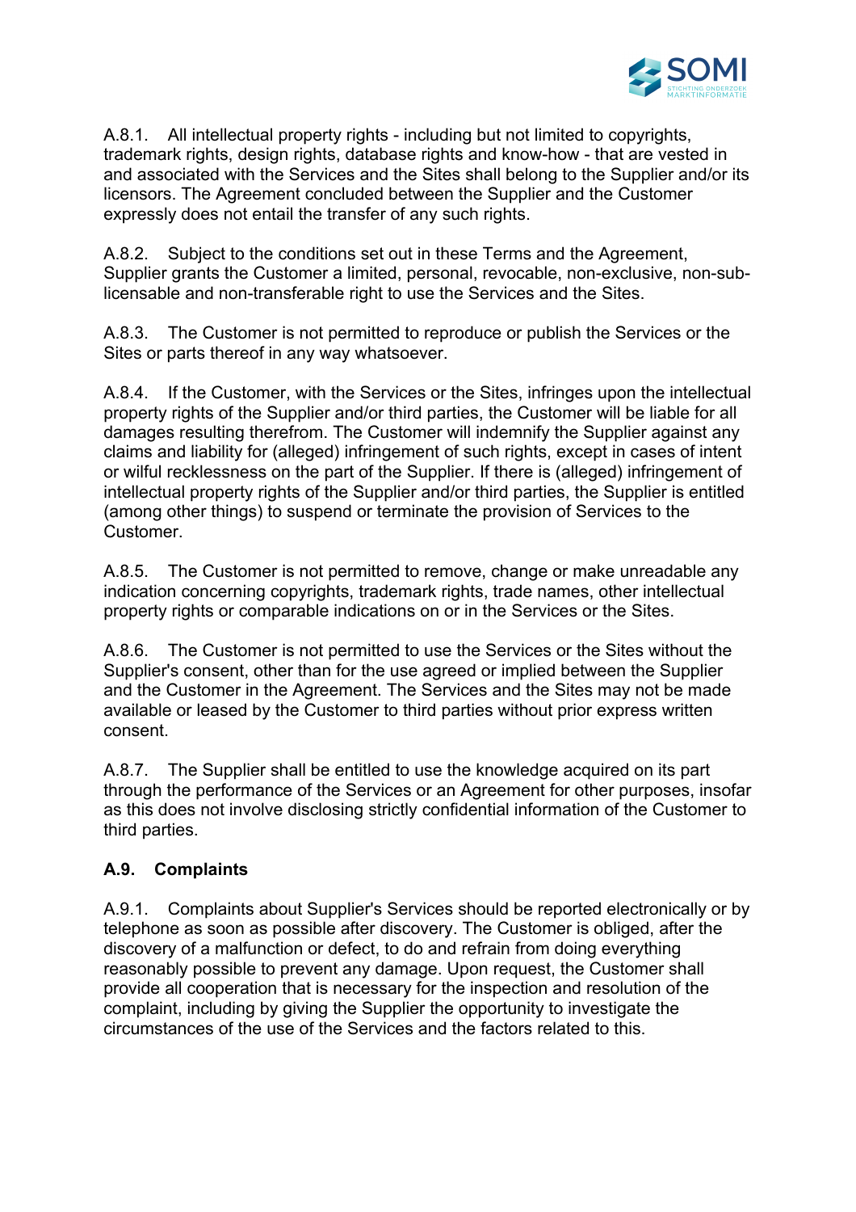A.8.1. All intellectual property rights - including but not limited to copyrights, trademark rights, design rights, database rights and know-how - that are vested in and associated with the Services and the Sites shall belong to the Supplier and/or its licensors. The Agreement concluded between the Supplier and the Customer expressly does not entail the transfer of any such rights.

A.8.2. Subject to the conditions set out in these Terms and the Agreement, Supplier grants the Customer a limited, personal, revocable, non-exclusive, non-sub-licensable and non-transferable right to use the Services and the Sites.

A.8.3. The Customer is not permitted to reproduce or publish the Services or the Sites or parts thereof in any way whatsoever.

A.8.4. If the Customer, with the Services or the Sites, infringes upon the intellectual property rights of the Supplier and/or third parties, the Customer will be liable for all damages resulting therefrom. The Customer will indemnify the Supplier against any claims and liability for (alleged) infringement of such rights, except in cases of intent or wilful recklessness on the part of the Supplier. If there is (alleged) infringement of intellectual property rights of the Supplier and/or third parties, the Supplier is entitled (among other things) to suspend or terminate the provision of Services to the Customer.

A.8.5. The Customer is not permitted to remove, change or make unreadable any indication concerning copyrights, trademark rights, trade names, other intellectual property rights or comparable indications on or in the Services or the Sites.

A.8.6. The Customer is not permitted to use the Services or the Sites without the Supplier's consent, other than for the use agreed or implied between the Supplier and the Customer in the Agreement. The Services and the Sites may not be made available or leased by the Customer to third parties without prior express written consent.

A.8.7. The Supplier shall be entitled to use the knowledge acquired on its part through the performance of the Services or an Agreement for other purposes, insofar as this does not involve disclosing strictly confidential information of the Customer to third parties.

### A.9. Complaints

A.9.1. Complaints about Supplier's Services should be reported electronically or by telephone as soon as possible after discovery. The Customer is obliged, after the discovery of a malfunction or defect, to do and refrain from doing everything reasonably possible to prevent any damage. Upon request, the Customer shall provide all cooperation that is necessary for the inspection and resolution of the complaint, including by giving the Supplier the opportunity to investigate the circumstances of the use of the Services and the factors related to this.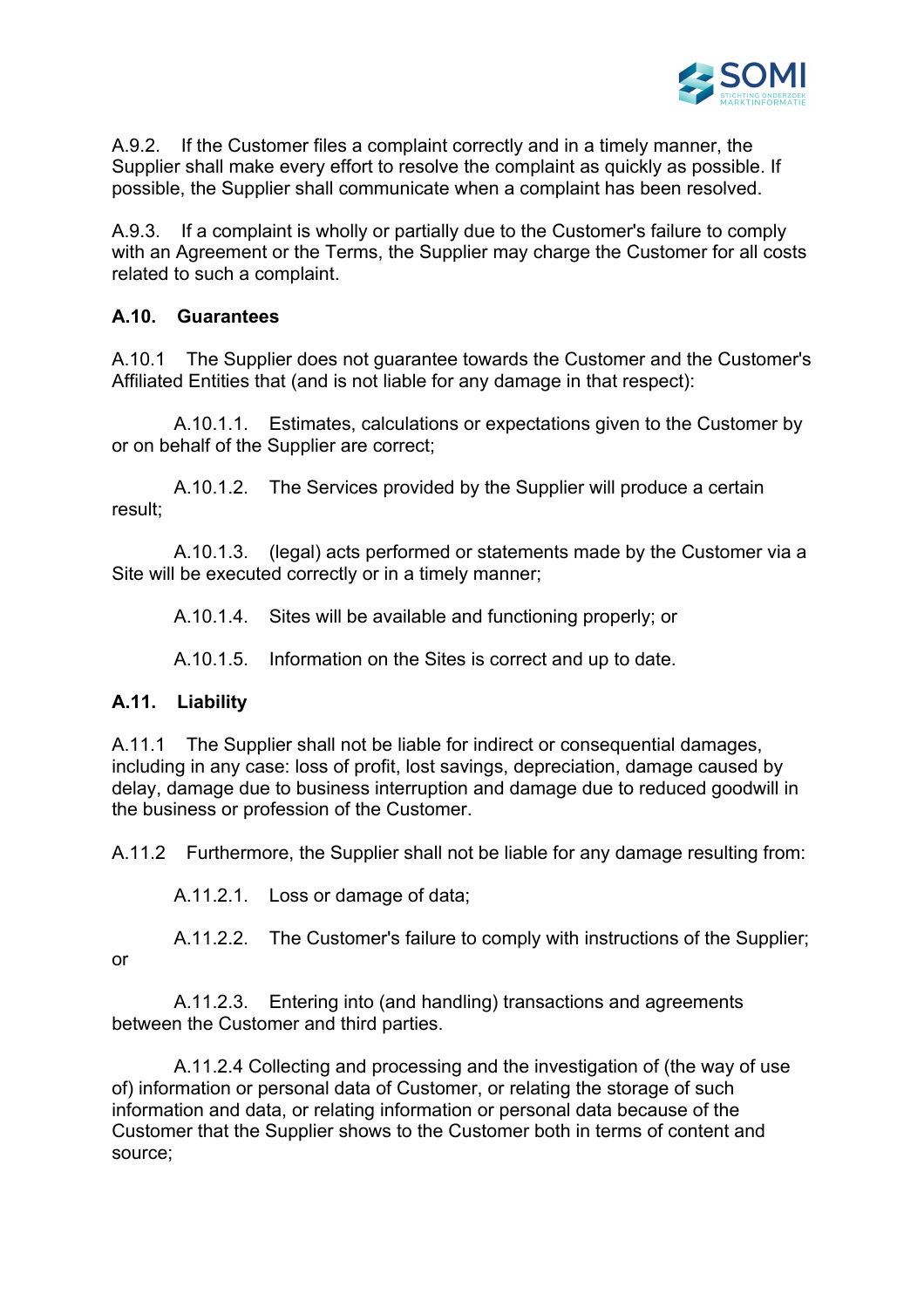A.9.2. If the Customer files a complaint correctly and in a timely manner, the Supplier shall make every effort to resolve the complaint as quickly as possible. If possible, the Supplier shall communicate when a complaint has been resolved.

A.9.3. If a complaint is wholly or partially due to the Customer's failure to comply with an Agreement or the Terms, the Supplier may charge the Customer for all costs related to such a complaint.

**A.10. Guarantees**

A.10.1 The Supplier does not guarantee towards the Customer and the Customer's Affiliated Entities that (and is not liable for any damage in that respect):

A.10.1.1. Estimates, calculations or expectations given to the Customer by or on behalf of the Supplier are correct;

A.10.1.2. The Services provided by the Supplier will produce a certain result;

A.10.1.3. (legal) acts performed or statements made by the Customer via a Site will be executed correctly or in a timely manner;

A.10.1.4. Sites will be available and functioning properly; or

A.10.1.5. Information on the Sites is correct and up to date.

**A.11. Liability**

A.11.1 The Supplier shall not be liable for indirect or consequential damages, including in any case: loss of profit, lost savings, depreciation, damage caused by delay, damage due to business interruption and damage due to reduced goodwill in the business or profession of the Customer.

A.11.2 Furthermore, the Supplier shall not be liable for any damage resulting from:

A.11.2.1. Loss or damage of data;

A.11.2.2. The Customer's failure to comply with instructions of the Supplier; or

A.11.2.3. Entering into (and handling) transactions and agreements between the Customer and third parties.

A.11.2.4 Collecting and processing and the investigation of (the way of use of) information or personal data of Customer, or relating the storage of such information and data, or relating information or personal data because of the Customer that the Supplier shows to the Customer both in terms of content and source;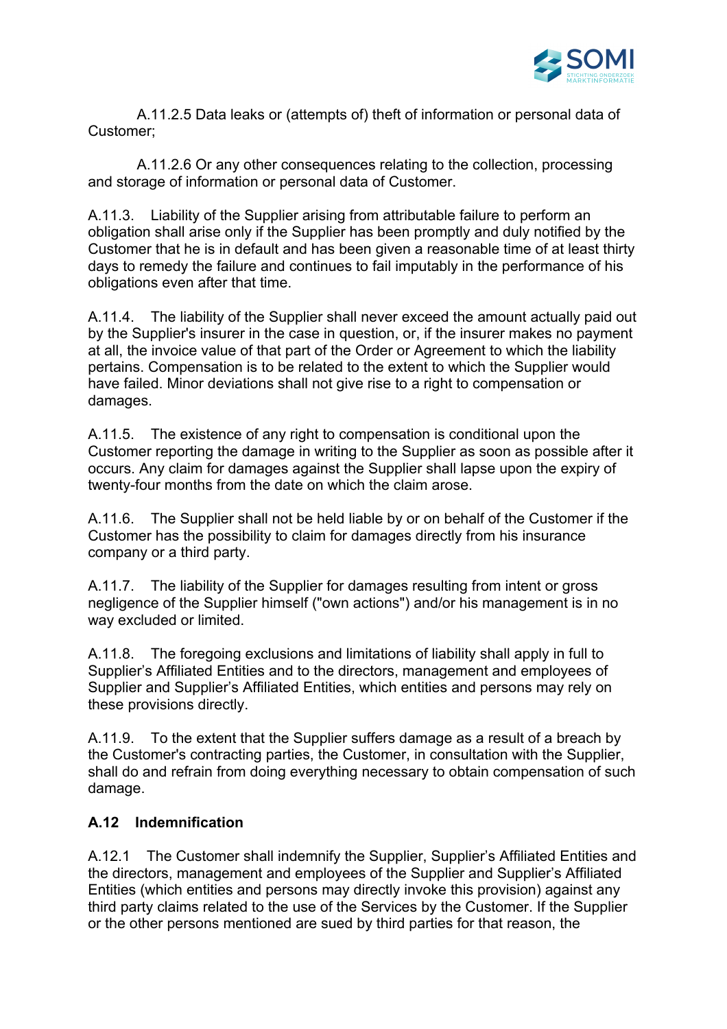A.11.2.5 Data leaks or (attempts of) theft of information or personal data of Customer;

A.11.2.6 Or any other consequences relating to the collection, processing and storage of information or personal data of Customer.

A.11.3. Liability of the Supplier arising from attributable failure to perform an obligation shall arise only if the Supplier has been promptly and duly notified by the Customer that he is in default and has been given a reasonable time of at least thirty days to remedy the failure and continues to fail imputably in the performance of his obligations even after that time.

A.11.4. The liability of the Supplier shall never exceed the amount actually paid out by the Supplier's insurer in the case in question, or, if the insurer makes no payment at all, the invoice value of that part of the Order or Agreement to which the liability pertains. Compensation is to be related to the extent to which the Supplier would have failed. Minor deviations shall not give rise to a right to compensation or damages.

A.11.5. The existence of any right to compensation is conditional upon the Customer reporting the damage in writing to the Supplier as soon as possible after it occurs. Any claim for damages against the Supplier shall lapse upon the expiry of twenty-four months from the date on which the claim arose.

A.11.6. The Supplier shall not be held liable by or on behalf of the Customer if the Customer has the possibility to claim for damages directly from his insurance company or a third party.

A.11.7. The liability of the Supplier for damages resulting from intent or gross negligence of the Supplier himself ("own actions") and/or his management is in no way excluded or limited.

A.11.8. The foregoing exclusions and limitations of liability shall apply in full to Supplier's Affiliated Entities and to the directors, management and employees of Supplier and Supplier's Affiliated Entities, which entities and persons may rely on these provisions directly.

A.11.9. To the extent that the Supplier suffers damage as a result of a breach by the Customer's contracting parties, the Customer, in consultation with the Supplier, shall do and refrain from doing everything necessary to obtain compensation of such damage.

**A.12 Indemnification**

A.12.1 The Customer shall indemnify the Supplier, Supplier's Affiliated Entities and the directors, management and employees of the Supplier and Supplier's Affiliated Entities (which entities and persons may directly invoke this provision) against any third party claims related to the use of the Services by the Customer. If the Supplier or the other persons mentioned are sued by third parties for that reason, the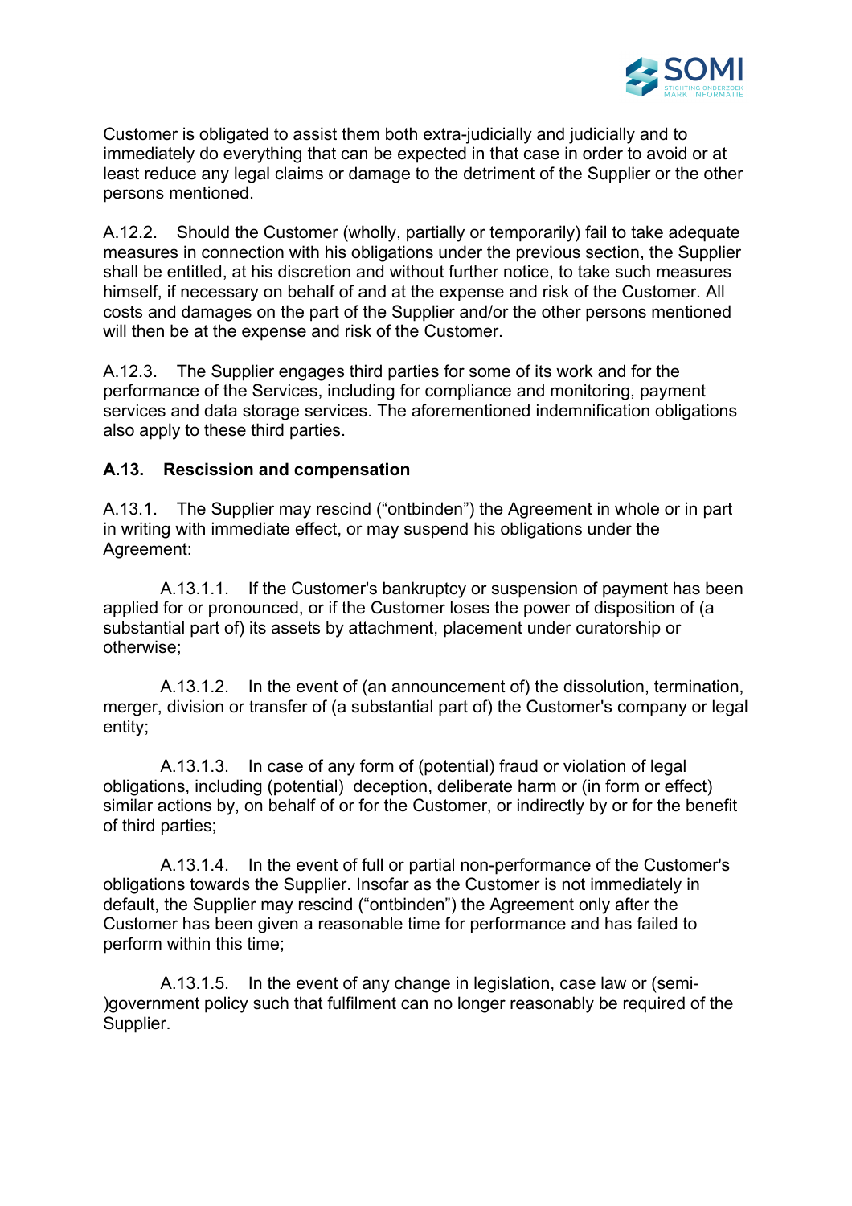Customer is obligated to assist them both extra-judicially and judicially and to immediately do everything that can be expected in that case in order to avoid or at least reduce any legal claims or damage to the detriment of the Supplier or the other persons mentioned.

A.12.2. Should the Customer (wholly, partially or temporarily) fail to take adequate measures in connection with his obligations under the previous section, the Supplier shall be entitled, at his discretion and without further notice, to take such measures himself, if necessary on behalf of and at the expense and risk of the Customer. All costs and damages on the part of the Supplier and/or the other persons mentioned will then be at the expense and risk of the Customer.

A.12.3. The Supplier engages third parties for some of its work and for the performance of the Services, including for compliance and monitoring, payment services and data storage services. The aforementioned indemnification obligations also apply to these third parties.

**A.13. Rescission and compensation**

A.13.1. The Supplier may rescind ("ontbinden") the Agreement in whole or in part in writing with immediate effect, or may suspend his obligations under the Agreement:

A.13.1.1. If the Customer's bankruptcy or suspension of payment has been applied for or pronounced, or if the Customer loses the power of disposition of (a substantial part of) its assets by attachment, placement under curatorship or otherwise;

A.13.1.2. In the event of (an announcement of) the dissolution, termination, merger, division or transfer of (a substantial part of) the Customer's company or legal entity;

A.13.1.3. In case of any form of (potential) fraud or violation of legal obligations, including (potential) deception, deliberate harm or (in form or effect) similar actions by, on behalf of or for the Customer, or indirectly by or for the benefit of third parties;

A.13.1.4. In the event of full or partial non-performance of the Customer's obligations towards the Supplier. Insofar as the Customer is not immediately in default, the Supplier may rescind ("ontbinden") the Agreement only after the Customer has been given a reasonable time for performance and has failed to perform within this time;

A.13.1.5. In the event of any change in legislation, case law or (semi-)government policy such that fulfilment can no longer reasonably be required of the Supplier.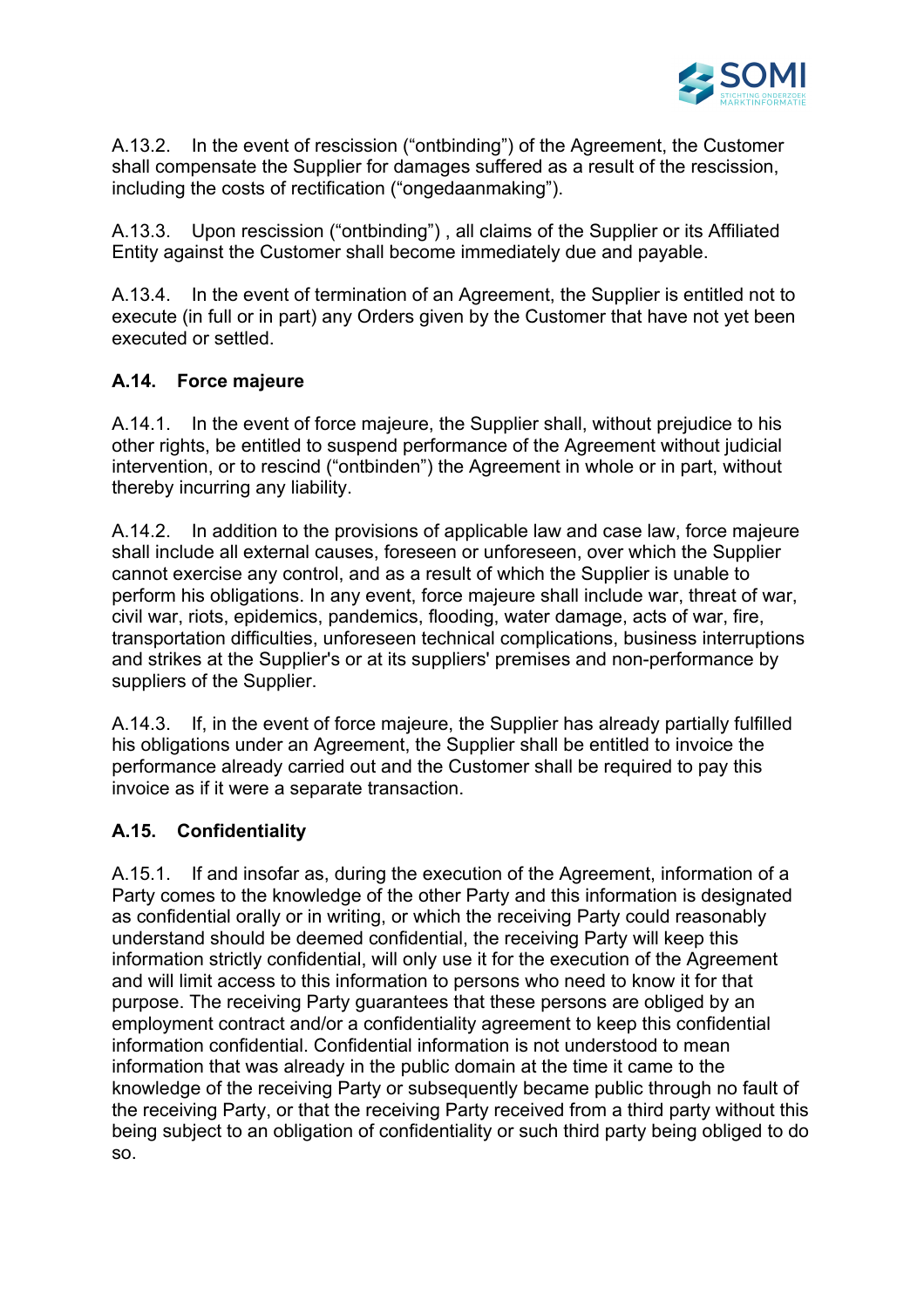A.13.2. In the event of rescission ("ontbinding") of the Agreement, the Customer shall compensate the Supplier for damages suffered as a result of the rescission, including the costs of rectification ("ongedaanmaking").

A.13.3. Upon rescission ("ontbinding") , all claims of the Supplier or its Affiliated Entity against the Customer shall become immediately due and payable.

A.13.4. In the event of termination of an Agreement, the Supplier is entitled not to execute (in full or in part) any Orders given by the Customer that have not yet been executed or settled.

### A.14. Force majeure

A.14.1. In the event of force majeure, the Supplier shall, without prejudice to his other rights, be entitled to suspend performance of the Agreement without judicial intervention, or to rescind ("ontbinden") the Agreement in whole or in part, without thereby incurring any liability.

A.14.2. In addition to the provisions of applicable law and case law, force majeure shall include all external causes, foreseen or unforeseen, over which the Supplier cannot exercise any control, and as a result of which the Supplier is unable to perform his obligations. In any event, force majeure shall include war, threat of war, civil war, riots, epidemics, pandemics, flooding, water damage, acts of war, fire, transportation difficulties, unforeseen technical complications, business interruptions and strikes at the Supplier's or at its suppliers' premises and non-performance by suppliers of the Supplier.

A.14.3. If, in the event of force majeure, the Supplier has already partially fulfilled his obligations under an Agreement, the Supplier shall be entitled to invoice the performance already carried out and the Customer shall be required to pay this invoice as if it were a separate transaction.

### A.15. Confidentiality

A.15.1. If and insofar as, during the execution of the Agreement, information of a Party comes to the knowledge of the other Party and this information is designated as confidential orally or in writing, or which the receiving Party could reasonably understand should be deemed confidential, the receiving Party will keep this information strictly confidential, will only use it for the execution of the Agreement and will limit access to this information to persons who need to know it for that purpose. The receiving Party guarantees that these persons are obliged by an employment contract and/or a confidentiality agreement to keep this confidential information confidential. Confidential information is not understood to mean information that was already in the public domain at the time it came to the knowledge of the receiving Party or subsequently became public through no fault of the receiving Party, or that the receiving Party received from a third party without this being subject to an obligation of confidentiality or such third party being obliged to do so.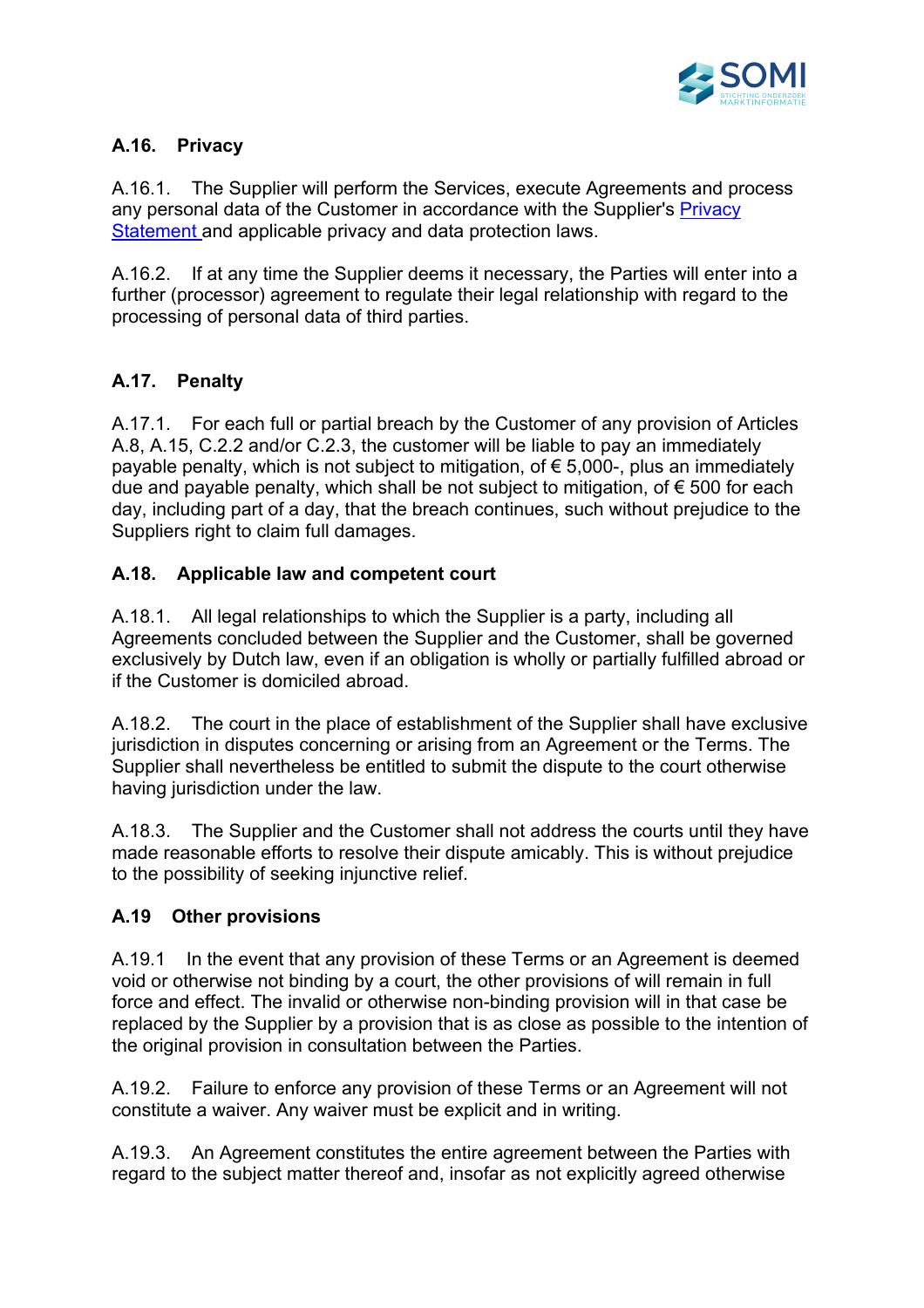## A.16. Privacy

A.16.1. The Supplier will perform the Services, execute Agreements and process any personal data of the Customer in accordance with the Supplier's Privacy Statement and applicable privacy and data protection laws.

A.16.2. If at any time the Supplier deems it necessary, the Parties will enter into a further (processor) agreement to regulate their legal relationship with regard to the processing of personal data of third parties.

## A.17. Penalty

A.17.1. For each full or partial breach by the Customer of any provision of Articles A.8, A.15, C.2.2 and/or C.2.3, the customer will be liable to pay an immediately payable penalty, which is not subject to mitigation, of € 5,000-, plus an immediately due and payable penalty, which shall be not subject to mitigation, of € 500 for each day, including part of a day, that the breach continues, such without prejudice to the Suppliers right to claim full damages.

## A.18. Applicable law and competent court

A.18.1. All legal relationships to which the Supplier is a party, including all Agreements concluded between the Supplier and the Customer, shall be governed exclusively by Dutch law, even if an obligation is wholly or partially fulfilled abroad or if the Customer is domiciled abroad.

A.18.2. The court in the place of establishment of the Supplier shall have exclusive jurisdiction in disputes concerning or arising from an Agreement or the Terms. The Supplier shall nevertheless be entitled to submit the dispute to the court otherwise having jurisdiction under the law.

A.18.3. The Supplier and the Customer shall not address the courts until they have made reasonable efforts to resolve their dispute amicably. This is without prejudice to the possibility of seeking injunctive relief.

## A.19 Other provisions

A.19.1 In the event that any provision of these Terms or an Agreement is deemed void or otherwise not binding by a court, the other provisions of will remain in full force and effect. The invalid or otherwise non-binding provision will in that case be replaced by the Supplier by a provision that is as close as possible to the intention of the original provision in consultation between the Parties.

A.19.2. Failure to enforce any provision of these Terms or an Agreement will not constitute a waiver. Any waiver must be explicit and in writing.

A.19.3. An Agreement constitutes the entire agreement between the Parties with regard to the subject matter thereof and, insofar as not explicitly agreed otherwise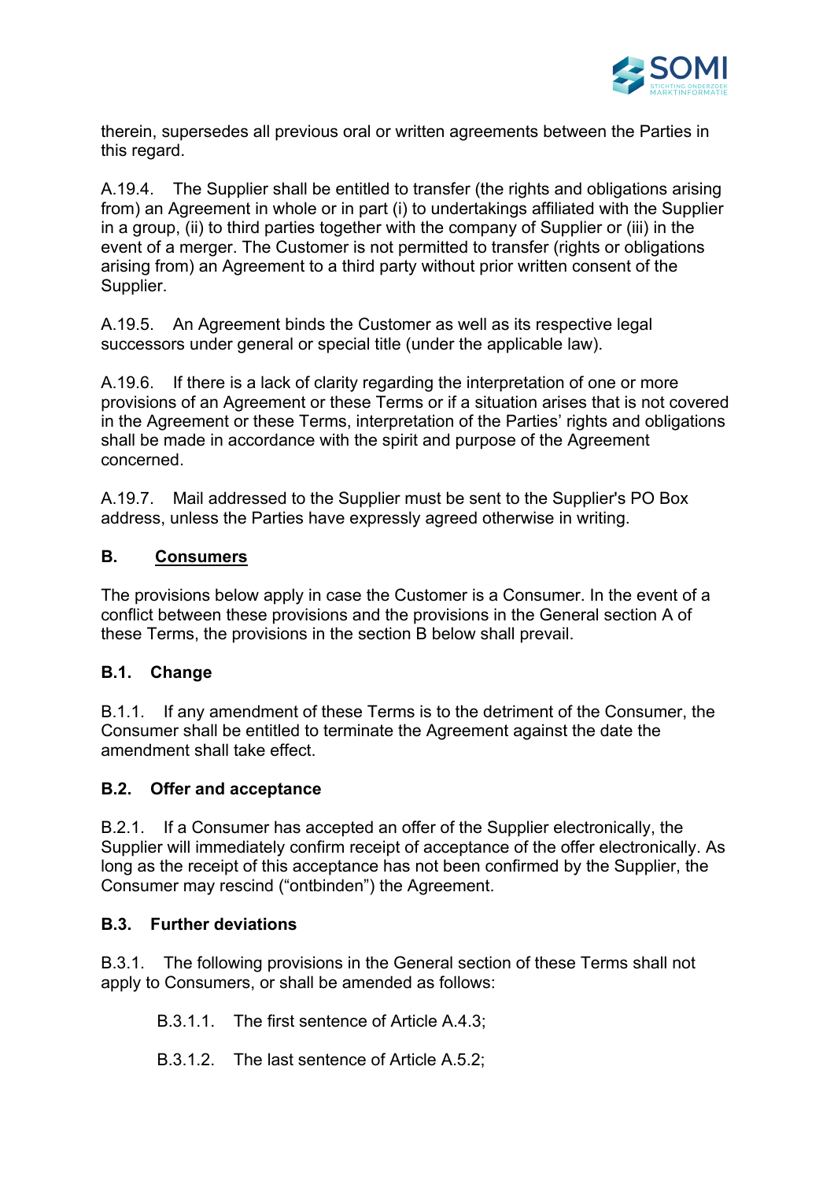therein, supersedes all previous oral or written agreements between the Parties in this regard.

A.19.4. The Supplier shall be entitled to transfer (the rights and obligations arising from) an Agreement in whole or in part (i) to undertakings affiliated with the Supplier in a group, (ii) to third parties together with the company of Supplier or (iii) in the event of a merger. The Customer is not permitted to transfer (rights or obligations arising from) an Agreement to a third party without prior written consent of the Supplier.

A.19.5. An Agreement binds the Customer as well as its respective legal successors under general or special title (under the applicable law).

A.19.6. If there is a lack of clarity regarding the interpretation of one or more provisions of an Agreement or these Terms or if a situation arises that is not covered in the Agreement or these Terms, interpretation of the Parties' rights and obligations shall be made in accordance with the spirit and purpose of the Agreement concerned.

A.19.7. Mail addressed to the Supplier must be sent to the Supplier's PO Box address, unless the Parties have expressly agreed otherwise in writing.

## B. Consumers

The provisions below apply in case the Customer is a Consumer. In the event of a conflict between these provisions and the provisions in the General section A of these Terms, the provisions in the section B below shall prevail.

### B.1. Change

B.1.1. If any amendment of these Terms is to the detriment of the Consumer, the Consumer shall be entitled to terminate the Agreement against the date the amendment shall take effect.

### B.2. Offer and acceptance

B.2.1. If a Consumer has accepted an offer of the Supplier electronically, the Supplier will immediately confirm receipt of acceptance of the offer electronically. As long as the receipt of this acceptance has not been confirmed by the Supplier, the Consumer may rescind ("ontbinden") the Agreement.

### B.3. Further deviations

B.3.1. The following provisions in the General section of these Terms shall not apply to Consumers, or shall be amended as follows:

B.3.1.1. The first sentence of Article A.4.3;

B.3.1.2. The last sentence of Article A.5.2;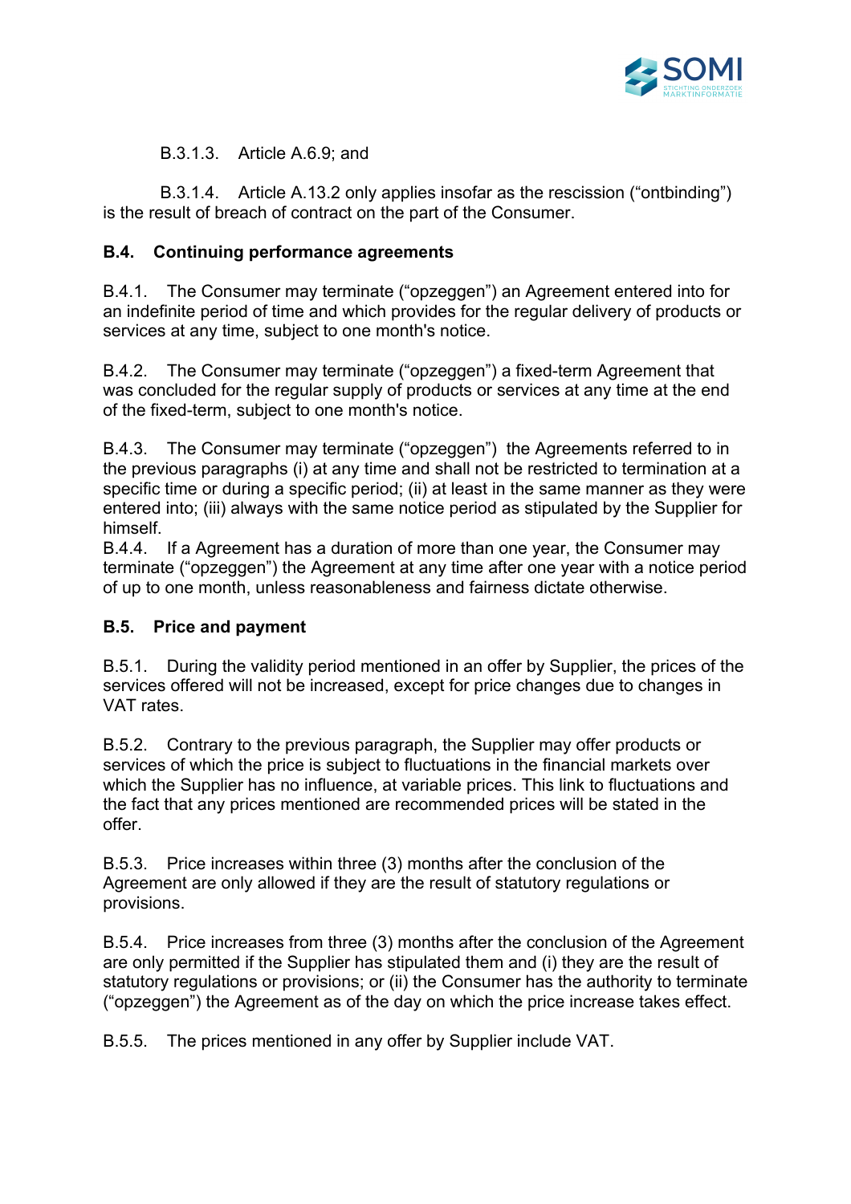B.3.1.3. Article A.6.9; and

B.3.1.4. Article A.13.2 only applies insofar as the rescission ("ontbinding") is the result of breach of contract on the part of the Consumer.

## B.4. Continuing performance agreements

B.4.1. The Consumer may terminate ("opzeggen") an Agreement entered into for an indefinite period of time and which provides for the regular delivery of products or services at any time, subject to one month's notice.

B.4.2. The Consumer may terminate ("opzeggen") a fixed-term Agreement that was concluded for the regular supply of products or services at any time at the end of the fixed-term, subject to one month's notice.

B.4.3. The Consumer may terminate ("opzeggen") the Agreements referred to in the previous paragraphs (i) at any time and shall not be restricted to termination at a specific time or during a specific period; (ii) at least in the same manner as they were entered into; (iii) always with the same notice period as stipulated by the Supplier for himself.

B.4.4. If a Agreement has a duration of more than one year, the Consumer may terminate ("opzeggen") the Agreement at any time after one year with a notice period of up to one month, unless reasonableness and fairness dictate otherwise.

## B.5. Price and payment

B.5.1. During the validity period mentioned in an offer by Supplier, the prices of the services offered will not be increased, except for price changes due to changes in VAT rates.

B.5.2. Contrary to the previous paragraph, the Supplier may offer products or services of which the price is subject to fluctuations in the financial markets over which the Supplier has no influence, at variable prices. This link to fluctuations and the fact that any prices mentioned are recommended prices will be stated in the offer.

B.5.3. Price increases within three (3) months after the conclusion of the Agreement are only allowed if they are the result of statutory regulations or provisions.

B.5.4. Price increases from three (3) months after the conclusion of the Agreement are only permitted if the Supplier has stipulated them and (i) they are the result of statutory regulations or provisions; or (ii) the Consumer has the authority to terminate ("opzeggen") the Agreement as of the day on which the price increase takes effect.

B.5.5. The prices mentioned in any offer by Supplier include VAT.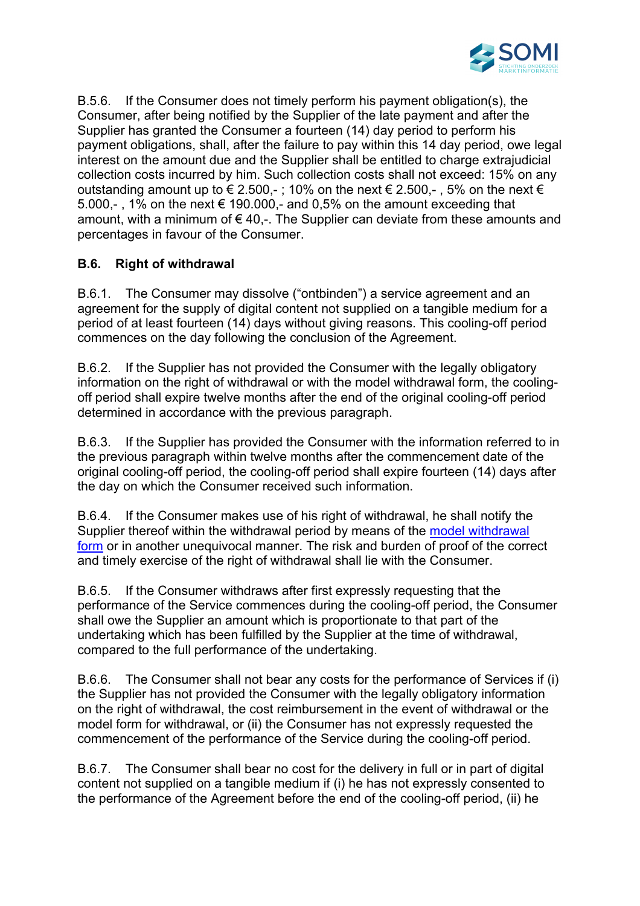B.5.6. If the Consumer does not timely perform his payment obligation(s), the Consumer, after being notified by the Supplier of the late payment and after the Supplier has granted the Consumer a fourteen (14) day period to perform his payment obligations, shall, after the failure to pay within this 14 day period, owe legal interest on the amount due and the Supplier shall be entitled to charge extrajudicial collection costs incurred by him. Such collection costs shall not exceed: 15% on any outstanding amount up to € 2.500,- ; 10% on the next € 2.500,- , 5% on the next € 5.000,- , 1% on the next € 190.000,- and 0,5% on the amount exceeding that amount, with a minimum of € 40,-. The Supplier can deviate from these amounts and percentages in favour of the Consumer.

### B.6. Right of withdrawal

B.6.1. The Consumer may dissolve ("ontbinden") a service agreement and an agreement for the supply of digital content not supplied on a tangible medium for a period of at least fourteen (14) days without giving reasons. This cooling-off period commences on the day following the conclusion of the Agreement.

B.6.2. If the Supplier has not provided the Consumer with the legally obligatory information on the right of withdrawal or with the model withdrawal form, the cooling-off period shall expire twelve months after the end of the original cooling-off period determined in accordance with the previous paragraph.

B.6.3. If the Supplier has provided the Consumer with the information referred to in the previous paragraph within twelve months after the commencement date of the original cooling-off period, the cooling-off period shall expire fourteen (14) days after the day on which the Consumer received such information.

B.6.4. If the Consumer makes use of his right of withdrawal, he shall notify the Supplier thereof within the withdrawal period by means of the model withdrawal form or in another unequivocal manner. The risk and burden of proof of the correct and timely exercise of the right of withdrawal shall lie with the Consumer.

B.6.5. If the Consumer withdraws after first expressly requesting that the performance of the Service commences during the cooling-off period, the Consumer shall owe the Supplier an amount which is proportionate to that part of the undertaking which has been fulfilled by the Supplier at the time of withdrawal, compared to the full performance of the undertaking.

B.6.6. The Consumer shall not bear any costs for the performance of Services if (i) the Supplier has not provided the Consumer with the legally obligatory information on the right of withdrawal, the cost reimbursement in the event of withdrawal or the model form for withdrawal, or (ii) the Consumer has not expressly requested the commencement of the performance of the Service during the cooling-off period.

B.6.7. The Consumer shall bear no cost for the delivery in full or in part of digital content not supplied on a tangible medium if (i) he has not expressly consented to the performance of the Agreement before the end of the cooling-off period, (ii) he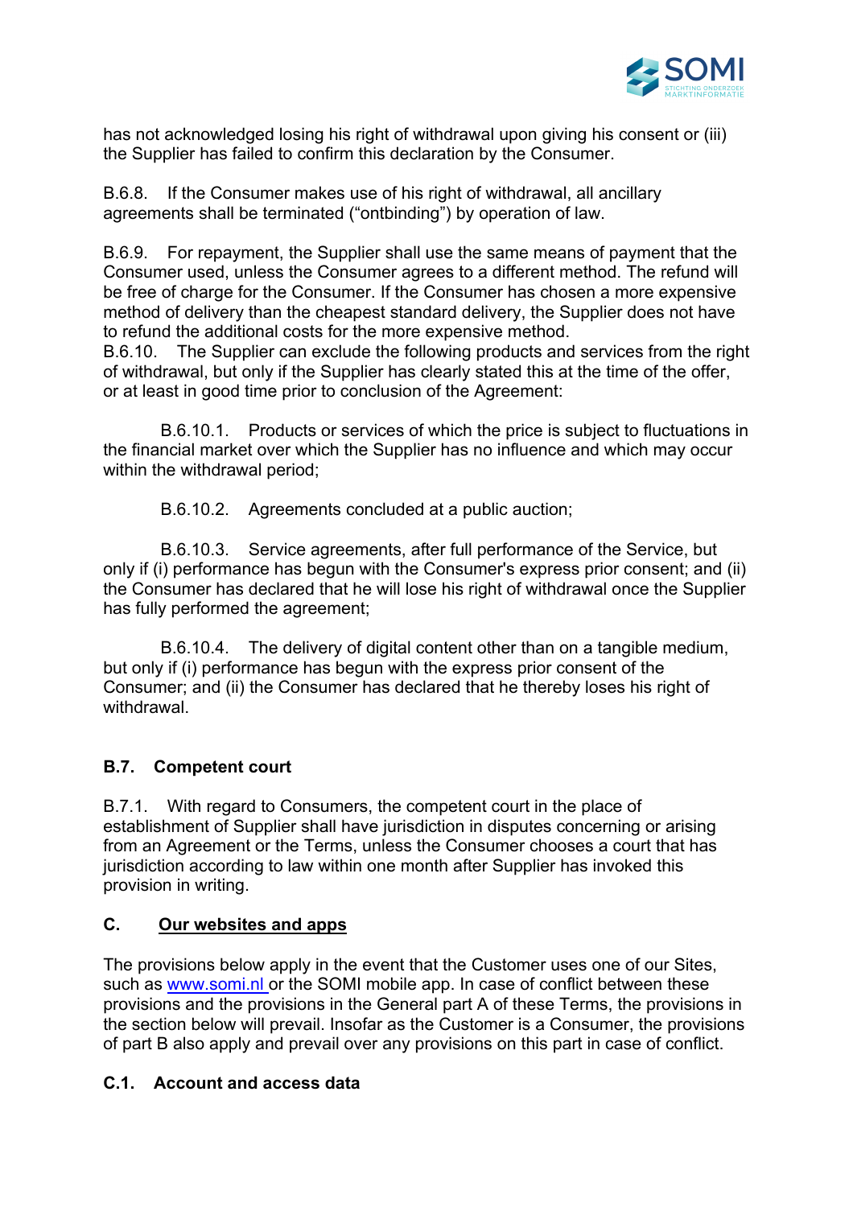has not acknowledged losing his right of withdrawal upon giving his consent or (iii) the Supplier has failed to confirm this declaration by the Consumer.

B.6.8. If the Consumer makes use of his right of withdrawal, all ancillary agreements shall be terminated ("ontbinding") by operation of law.

B.6.9. For repayment, the Supplier shall use the same means of payment that the Consumer used, unless the Consumer agrees to a different method. The refund will be free of charge for the Consumer. If the Consumer has chosen a more expensive method of delivery than the cheapest standard delivery, the Supplier does not have to refund the additional costs for the more expensive method.

B.6.10. The Supplier can exclude the following products and services from the right of withdrawal, but only if the Supplier has clearly stated this at the time of the offer, or at least in good time prior to conclusion of the Agreement:

B.6.10.1. Products or services of which the price is subject to fluctuations in the financial market over which the Supplier has no influence and which may occur within the withdrawal period;

B.6.10.2. Agreements concluded at a public auction;

B.6.10.3. Service agreements, after full performance of the Service, but only if (i) performance has begun with the Consumer's express prior consent; and (ii) the Consumer has declared that he will lose his right of withdrawal once the Supplier has fully performed the agreement;

B.6.10.4. The delivery of digital content other than on a tangible medium, but only if (i) performance has begun with the express prior consent of the Consumer; and (ii) the Consumer has declared that he thereby loses his right of withdrawal.

### B.7. Competent court

B.7.1. With regard to Consumers, the competent court in the place of establishment of Supplier shall have jurisdiction in disputes concerning or arising from an Agreement or the Terms, unless the Consumer chooses a court that has jurisdiction according to law within one month after Supplier has invoked this provision in writing.

## C. <u>Our websites and apps</u>

The provisions below apply in the event that the Customer uses one of our Sites, such as [www.somi.nl](http://www.somi.nl) or the SOMI mobile app. In case of conflict between these provisions and the provisions in the General part A of these Terms, the provisions in the section below will prevail. Insofar as the Customer is a Consumer, the provisions of part B also apply and prevail over any provisions on this part in case of conflict.

### C.1. Account and access data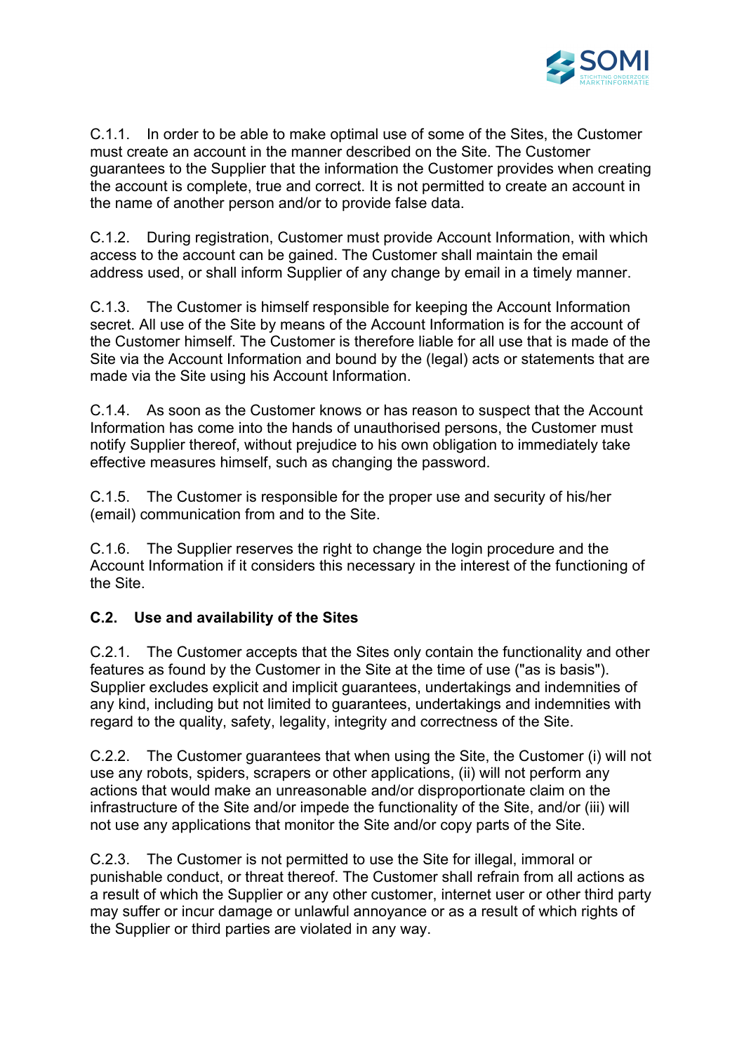C.1.1. In order to be able to make optimal use of some of the Sites, the Customer must create an account in the manner described on the Site. The Customer guarantees to the Supplier that the information the Customer provides when creating the account is complete, true and correct. It is not permitted to create an account in the name of another person and/or to provide false data.

C.1.2. During registration, Customer must provide Account Information, with which access to the account can be gained. The Customer shall maintain the email address used, or shall inform Supplier of any change by email in a timely manner.

C.1.3. The Customer is himself responsible for keeping the Account Information secret. All use of the Site by means of the Account Information is for the account of the Customer himself. The Customer is therefore liable for all use that is made of the Site via the Account Information and bound by the (legal) acts or statements that are made via the Site using his Account Information.

C.1.4. As soon as the Customer knows or has reason to suspect that the Account Information has come into the hands of unauthorised persons, the Customer must notify Supplier thereof, without prejudice to his own obligation to immediately take effective measures himself, such as changing the password.

C.1.5. The Customer is responsible for the proper use and security of his/her (email) communication from and to the Site.

C.1.6. The Supplier reserves the right to change the login procedure and the Account Information if it considers this necessary in the interest of the functioning of the Site.

**C.2. Use and availability of the Sites**

C.2.1. The Customer accepts that the Sites only contain the functionality and other features as found by the Customer in the Site at the time of use ("as is basis"). Supplier excludes explicit and implicit guarantees, undertakings and indemnities of any kind, including but not limited to guarantees, undertakings and indemnities with regard to the quality, safety, legality, integrity and correctness of the Site.

C.2.2. The Customer guarantees that when using the Site, the Customer (i) will not use any robots, spiders, scrapers or other applications, (ii) will not perform any actions that would make an unreasonable and/or disproportionate claim on the infrastructure of the Site and/or impede the functionality of the Site, and/or (iii) will not use any applications that monitor the Site and/or copy parts of the Site.

C.2.3. The Customer is not permitted to use the Site for illegal, immoral or punishable conduct, or threat thereof. The Customer shall refrain from all actions as a result of which the Supplier or any other customer, internet user or other third party may suffer or incur damage or unlawful annoyance or as a result of which rights of the Supplier or third parties are violated in any way.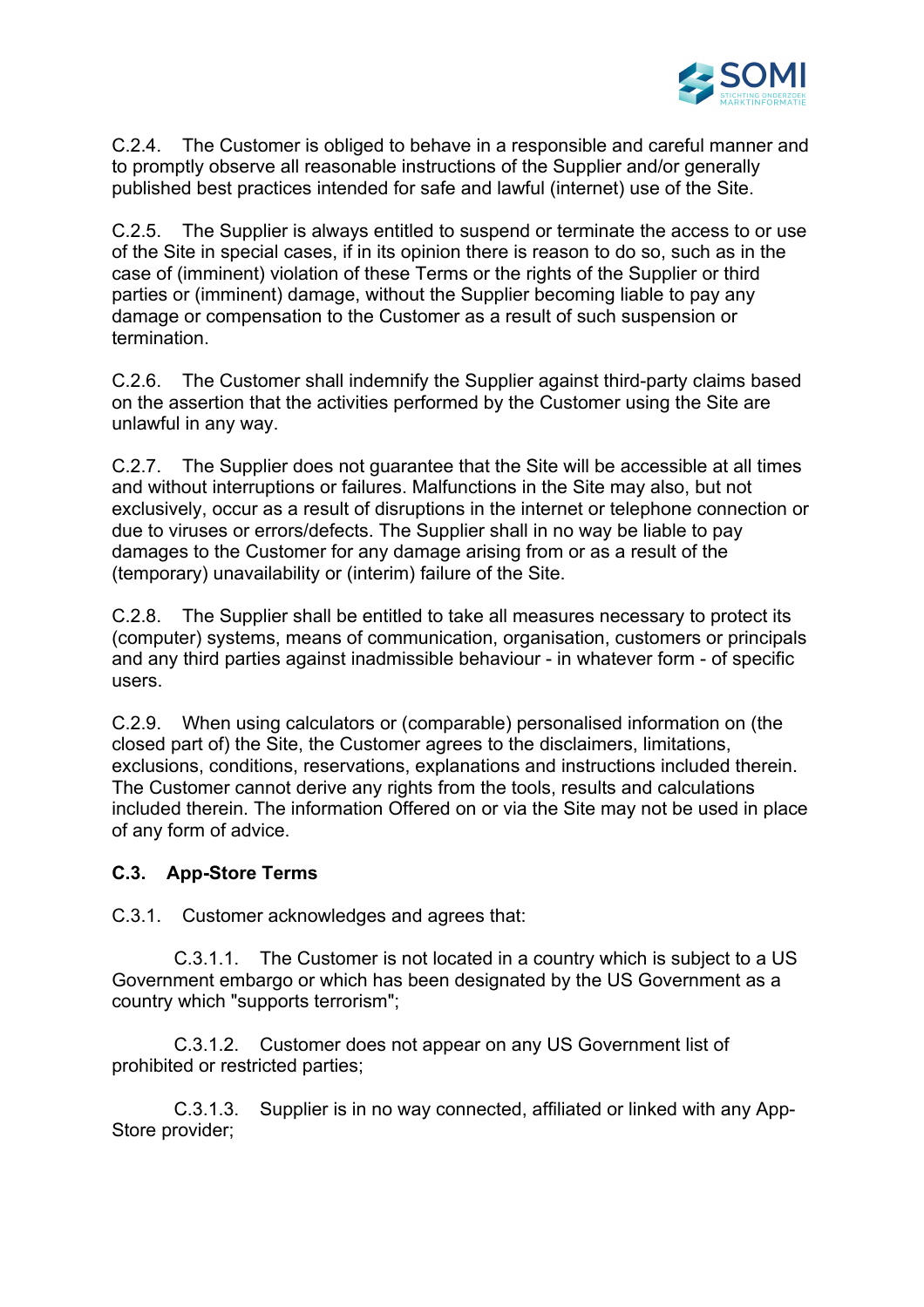C.2.4. The Customer is obliged to behave in a responsible and careful manner and to promptly observe all reasonable instructions of the Supplier and/or generally published best practices intended for safe and lawful (internet) use of the Site.

C.2.5. The Supplier is always entitled to suspend or terminate the access to or use of the Site in special cases, if in its opinion there is reason to do so, such as in the case of (imminent) violation of these Terms or the rights of the Supplier or third parties or (imminent) damage, without the Supplier becoming liable to pay any damage or compensation to the Customer as a result of such suspension or termination.

C.2.6. The Customer shall indemnify the Supplier against third-party claims based on the assertion that the activities performed by the Customer using the Site are unlawful in any way.

C.2.7. The Supplier does not guarantee that the Site will be accessible at all times and without interruptions or failures. Malfunctions in the Site may also, but not exclusively, occur as a result of disruptions in the internet or telephone connection or due to viruses or errors/defects. The Supplier shall in no way be liable to pay damages to the Customer for any damage arising from or as a result of the (temporary) unavailability or (interim) failure of the Site.

C.2.8. The Supplier shall be entitled to take all measures necessary to protect its (computer) systems, means of communication, organisation, customers or principals and any third parties against inadmissible behaviour - in whatever form - of specific users.

C.2.9. When using calculators or (comparable) personalised information on (the closed part of) the Site, the Customer agrees to the disclaimers, limitations, exclusions, conditions, reservations, explanations and instructions included therein. The Customer cannot derive any rights from the tools, results and calculations included therein. The information Offered on or via the Site may not be used in place of any form of advice.

**C.3. App-Store Terms**

C.3.1. Customer acknowledges and agrees that:

C.3.1.1. The Customer is not located in a country which is subject to a US Government embargo or which has been designated by the US Government as a country which "supports terrorism";

C.3.1.2. Customer does not appear on any US Government list of prohibited or restricted parties;

C.3.1.3. Supplier is in no way connected, affiliated or linked with any App-Store provider;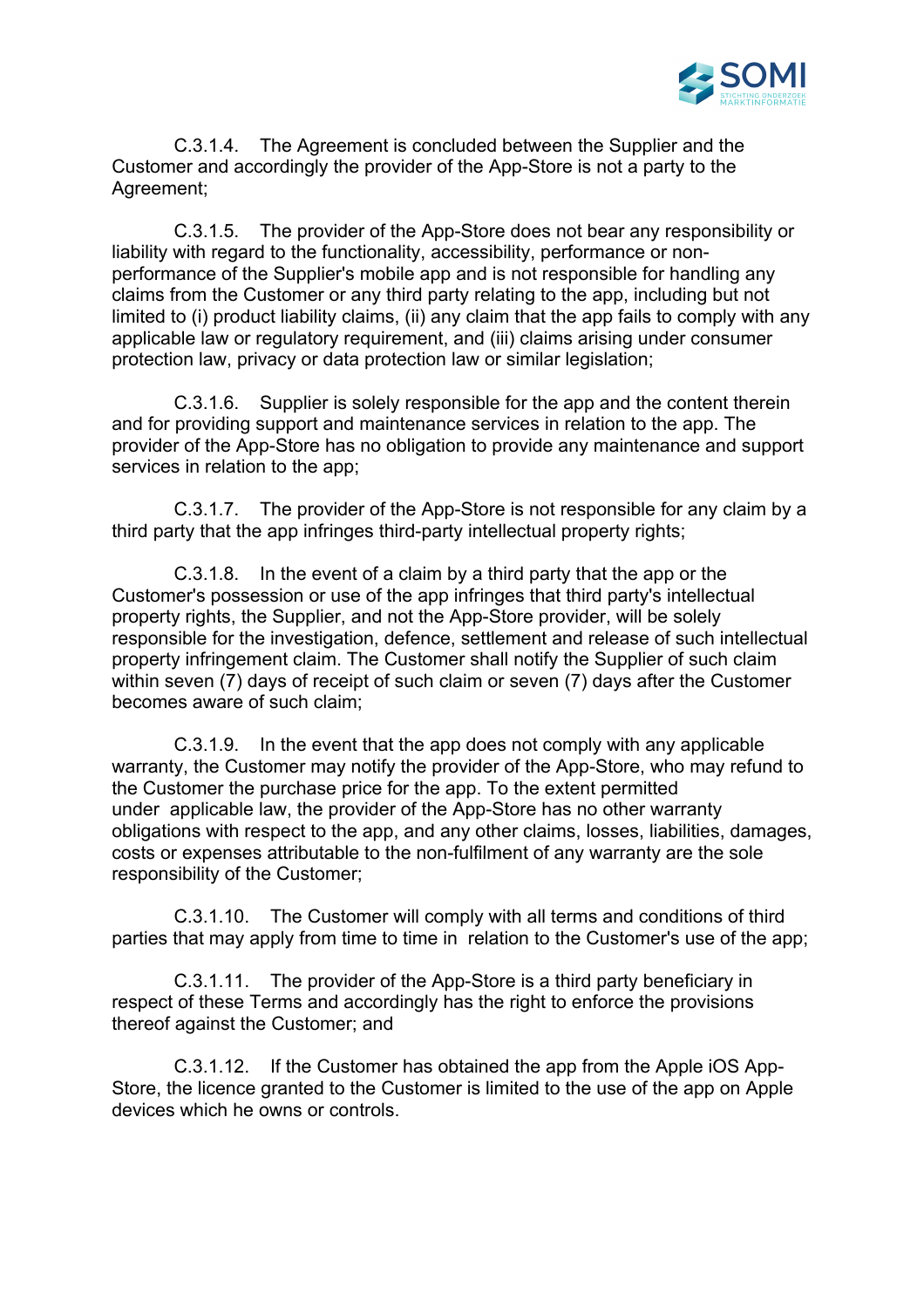C.3.1.4. The Agreement is concluded between the Supplier and the Customer and accordingly the provider of the App-Store is not a party to the Agreement;

C.3.1.5. The provider of the App-Store does not bear any responsibility or liability with regard to the functionality, accessibility, performance or non-performance of the Supplier's mobile app and is not responsible for handling any claims from the Customer or any third party relating to the app, including but not limited to (i) product liability claims, (ii) any claim that the app fails to comply with any applicable law or regulatory requirement, and (iii) claims arising under consumer protection law, privacy or data protection law or similar legislation;

C.3.1.6. Supplier is solely responsible for the app and the content therein and for providing support and maintenance services in relation to the app. The provider of the App-Store has no obligation to provide any maintenance and support services in relation to the app;

C.3.1.7. The provider of the App-Store is not responsible for any claim by a third party that the app infringes third-party intellectual property rights;

C.3.1.8. In the event of a claim by a third party that the app or the Customer's possession or use of the app infringes that third party's intellectual property rights, the Supplier, and not the App-Store provider, will be solely responsible for the investigation, defence, settlement and release of such intellectual property infringement claim. The Customer shall notify the Supplier of such claim within seven (7) days of receipt of such claim or seven (7) days after the Customer becomes aware of such claim;

C.3.1.9. In the event that the app does not comply with any applicable warranty, the Customer may notify the provider of the App-Store, who may refund to the Customer the purchase price for the app. To the extent permitted under applicable law, the provider of the App-Store has no other warranty obligations with respect to the app, and any other claims, losses, liabilities, damages, costs or expenses attributable to the non-fulfilment of any warranty are the sole responsibility of the Customer;

C.3.1.10. The Customer will comply with all terms and conditions of third parties that may apply from time to time in relation to the Customer's use of the app;

C.3.1.11. The provider of the App-Store is a third party beneficiary in respect of these Terms and accordingly has the right to enforce the provisions thereof against the Customer; and

C.3.1.12. If the Customer has obtained the app from the Apple iOS App-Store, the licence granted to the Customer is limited to the use of the app on Apple devices which he owns or controls.